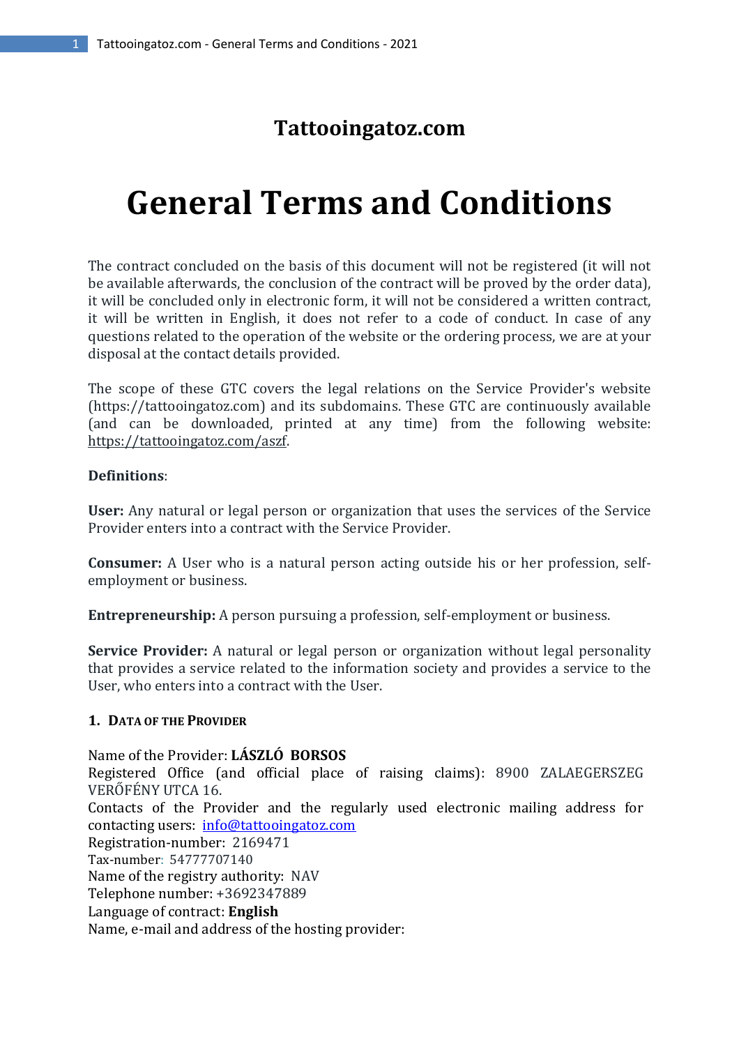## Tattooingatoz.com

# General Terms and Conditions

The contract concluded on the basis of this document will not be registered (it will not be available afterwards, the conclusion of the contract will be proved by the order data), it will be concluded only in electronic form, it will not be considered a written contract, it will be written in English, it does not refer to a code of conduct. In case of any questions related to the operation of the website or the ordering process, we are at your disposal at the contact details provided.

The scope of these GTC covers the legal relations on the Service Provider's website (https://tattooingatoz.com) and its subdomains. These GTC are continuously available (and can be downloaded, printed at any time) from the following website: https://tattooingatoz.com/aszf.

**Definitions**:

**User:** Any natural or legal person or organization that uses the services of the Service Provider enters into a contract with the Service Provider.

**Consumer:** A User who is a natural person acting outside his or her profession, self-employment or business.

**Entrepreneurship:** A person pursuing a profession, self-employment or business.

**Service Provider:** A natural or legal person or organization without legal personality that provides a service related to the information society and provides a service to the User, who enters into a contract with the User.

### 1. Data of the Provider

Name of the Provider: **LÁSZLÓ BORSOS**
Registered Office (and official place of raising claims): 8900 ZALAEGERSZEG VERŐFÉNY UTCA 16.
Contacts of the Provider and the regularly used electronic mailing address for contacting users: info@tattooingatoz.com
Registration-number: 2169471
Tax-number: 54777707140
Name of the registry authority: NAV
Telephone number: +3692347889
Language of contract: **English**
Name, e-mail and address of the hosting provider: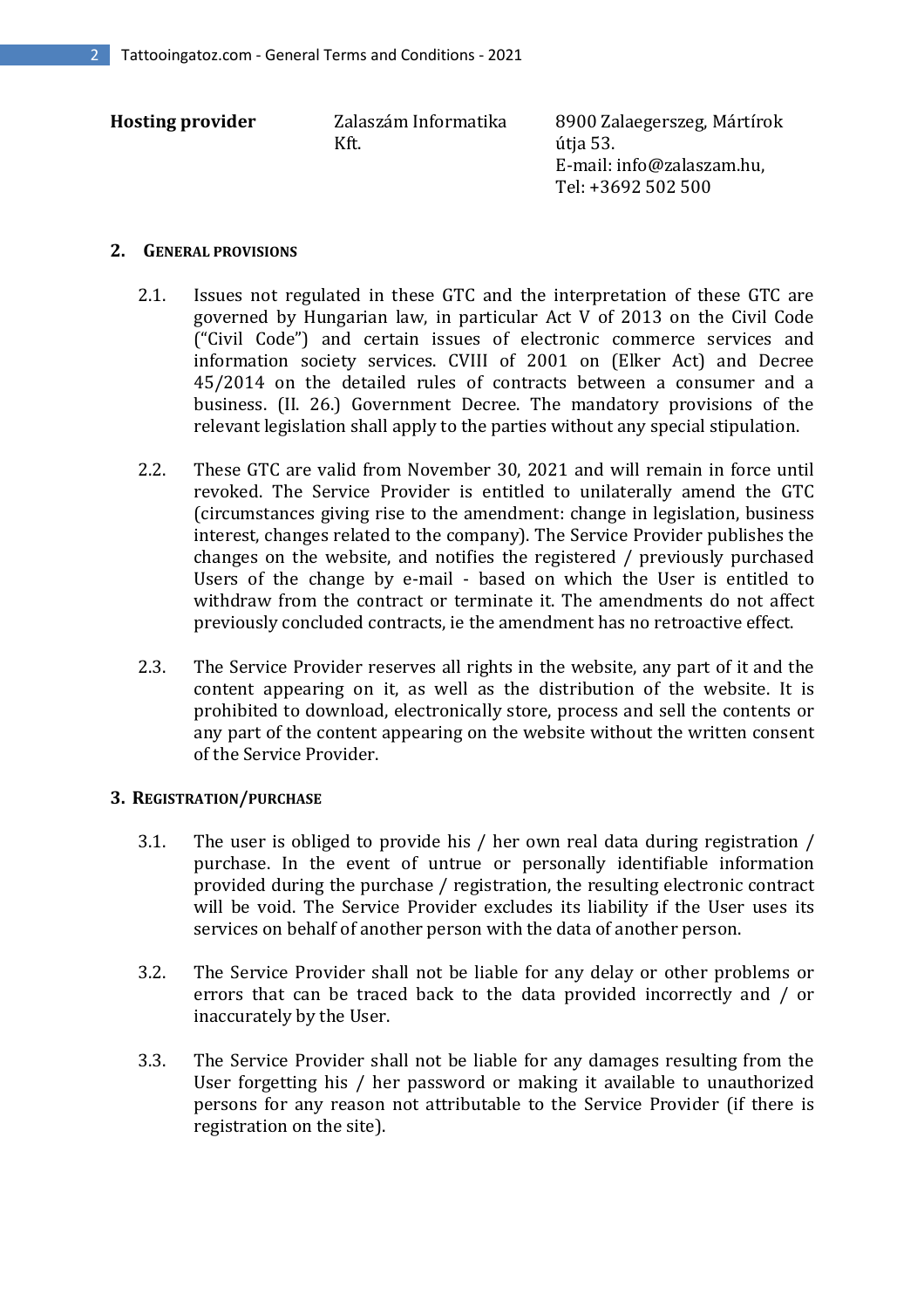| Hosting provider | Zalaszám Informatika Kft. | 8900 Zalaegerszeg, Mártírok útja 53.<br>E-mail: info@zalaszam.hu,<br>Tel: +3692 502 500 |
|---|---|---|

## 2. General provisions

2.1. Issues not regulated in these GTC and the interpretation of these GTC are governed by Hungarian law, in particular Act V of 2013 on the Civil Code ("Civil Code") and certain issues of electronic commerce services and information society services. CVIII of 2001 on (Elker Act) and Decree 45/2014 on the detailed rules of contracts between a consumer and a business. (II. 26.) Government Decree. The mandatory provisions of the relevant legislation shall apply to the parties without any special stipulation.

2.2. These GTC are valid from November 30, 2021 and will remain in force until revoked. The Service Provider is entitled to unilaterally amend the GTC (circumstances giving rise to the amendment: change in legislation, business interest, changes related to the company). The Service Provider publishes the changes on the website, and notifies the registered / previously purchased Users of the change by e-mail - based on which the User is entitled to withdraw from the contract or terminate it. The amendments do not affect previously concluded contracts, ie the amendment has no retroactive effect.

2.3. The Service Provider reserves all rights in the website, any part of it and the content appearing on it, as well as the distribution of the website. It is prohibited to download, electronically store, process and sell the contents or any part of the content appearing on the website without the written consent of the Service Provider.

## 3. Registration/purchase

3.1. The user is obliged to provide his / her own real data during registration / purchase. In the event of untrue or personally identifiable information provided during the purchase / registration, the resulting electronic contract will be void. The Service Provider excludes its liability if the User uses its services on behalf of another person with the data of another person.

3.2. The Service Provider shall not be liable for any delay or other problems or errors that can be traced back to the data provided incorrectly and / or inaccurately by the User.

3.3. The Service Provider shall not be liable for any damages resulting from the User forgetting his / her password or making it available to unauthorized persons for any reason not attributable to the Service Provider (if there is registration on the site).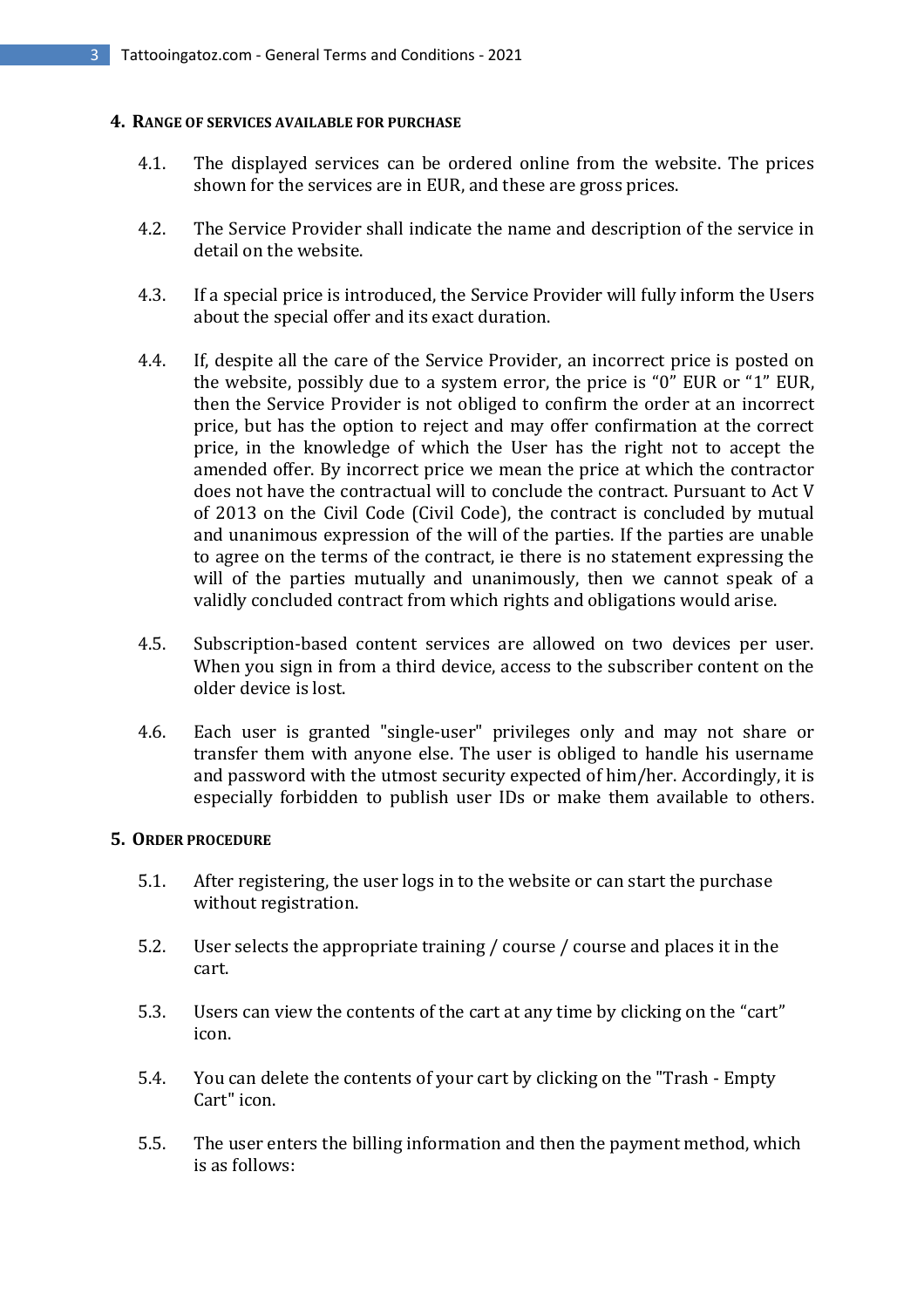## 4. Range of services available for purchase

4.1. The displayed services can be ordered online from the website. The prices shown for the services are in EUR, and these are gross prices.

4.2. The Service Provider shall indicate the name and description of the service in detail on the website.

4.3. If a special price is introduced, the Service Provider will fully inform the Users about the special offer and its exact duration.

4.4. If, despite all the care of the Service Provider, an incorrect price is posted on the website, possibly due to a system error, the price is "0" EUR or "1" EUR, then the Service Provider is not obliged to confirm the order at an incorrect price, but has the option to reject and may offer confirmation at the correct price, in the knowledge of which the User has the right not to accept the amended offer. By incorrect price we mean the price at which the contractor does not have the contractual will to conclude the contract. Pursuant to Act V of 2013 on the Civil Code (Civil Code), the contract is concluded by mutual and unanimous expression of the will of the parties. If the parties are unable to agree on the terms of the contract, ie there is no statement expressing the will of the parties mutually and unanimously, then we cannot speak of a validly concluded contract from which rights and obligations would arise.

4.5. Subscription-based content services are allowed on two devices per user. When you sign in from a third device, access to the subscriber content on the older device is lost.

4.6. Each user is granted "single-user" privileges only and may not share or transfer them with anyone else. The user is obliged to handle his username and password with the utmost security expected of him/her. Accordingly, it is especially forbidden to publish user IDs or make them available to others.

## 5. Order procedure

5.1. After registering, the user logs in to the website or can start the purchase without registration.

5.2. User selects the appropriate training / course / course and places it in the cart.

5.3. Users can view the contents of the cart at any time by clicking on the "cart" icon.

5.4. You can delete the contents of your cart by clicking on the "Trash - Empty Cart" icon.

5.5. The user enters the billing information and then the payment method, which is as follows: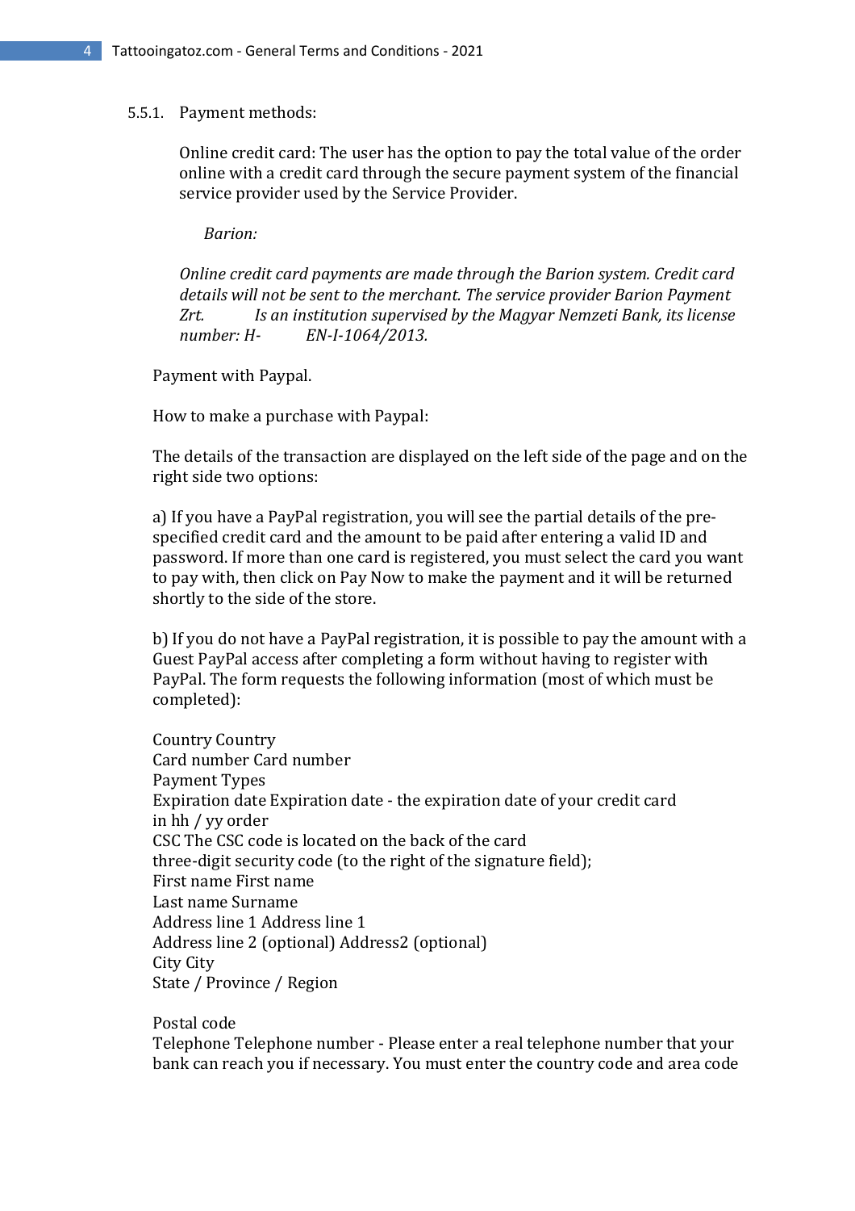5.5.1. Payment methods:

Online credit card: The user has the option to pay the total value of the order online with a credit card through the secure payment system of the financial service provider used by the Service Provider.

*Barion:*

*Online credit card payments are made through the Barion system. Credit card details will not be sent to the merchant. The service provider Barion Payment Zrt. Is an institution supervised by the Magyar Nemzeti Bank, its license number: H- EN-I-1064/2013.*

Payment with Paypal.

How to make a purchase with Paypal:

The details of the transaction are displayed on the left side of the page and on the right side two options:

a) If you have a PayPal registration, you will see the partial details of the pre-specified credit card and the amount to be paid after entering a valid ID and password. If more than one card is registered, you must select the card you want to pay with, then click on Pay Now to make the payment and it will be returned shortly to the side of the store.

b) If you do not have a PayPal registration, it is possible to pay the amount with a Guest PayPal access after completing a form without having to register with PayPal. The form requests the following information (most of which must be completed):

Country Country
Card number Card number
Payment Types
Expiration date Expiration date - the expiration date of your credit card in hh / yy order
CSC The CSC code is located on the back of the card three-digit security code (to the right of the signature field);
First name First name
Last name Surname
Address line 1 Address line 1
Address line 2 (optional) Address2 (optional)
City City
State / Province / Region

Postal code
Telephone Telephone number - Please enter a real telephone number that your bank can reach you if necessary. You must enter the country code and area code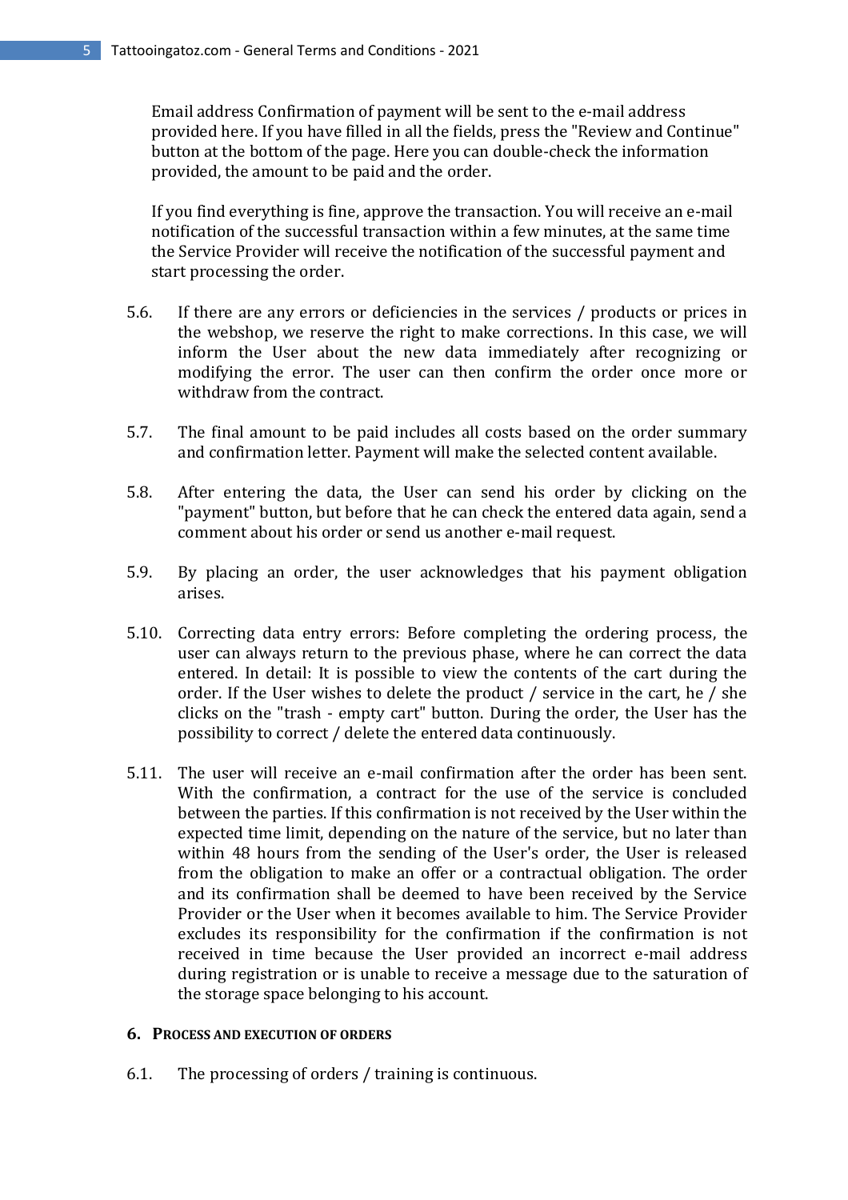Email address Confirmation of payment will be sent to the e-mail address provided here. If you have filled in all the fields, press the "Review and Continue" button at the bottom of the page. Here you can double-check the information provided, the amount to be paid and the order.

If you find everything is fine, approve the transaction. You will receive an e-mail notification of the successful transaction within a few minutes, at the same time the Service Provider will receive the notification of the successful payment and start processing the order.

5.6. If there are any errors or deficiencies in the services / products or prices in the webshop, we reserve the right to make corrections. In this case, we will inform the User about the new data immediately after recognizing or modifying the error. The user can then confirm the order once more or withdraw from the contract.

5.7. The final amount to be paid includes all costs based on the order summary and confirmation letter. Payment will make the selected content available.

5.8. After entering the data, the User can send his order by clicking on the "payment" button, but before that he can check the entered data again, send a comment about his order or send us another e-mail request.

5.9. By placing an order, the user acknowledges that his payment obligation arises.

5.10. Correcting data entry errors: Before completing the ordering process, the user can always return to the previous phase, where he can correct the data entered. In detail: It is possible to view the contents of the cart during the order. If the User wishes to delete the product / service in the cart, he / she clicks on the "trash - empty cart" button. During the order, the User has the possibility to correct / delete the entered data continuously.

5.11. The user will receive an e-mail confirmation after the order has been sent. With the confirmation, a contract for the use of the service is concluded between the parties. If this confirmation is not received by the User within the expected time limit, depending on the nature of the service, but no later than within 48 hours from the sending of the User's order, the User is released from the obligation to make an offer or a contractual obligation. The order and its confirmation shall be deemed to have been received by the Service Provider or the User when it becomes available to him. The Service Provider excludes its responsibility for the confirmation if the confirmation is not received in time because the User provided an incorrect e-mail address during registration or is unable to receive a message due to the saturation of the storage space belonging to his account.

## 6. Process and execution of orders

6.1. The processing of orders / training is continuous.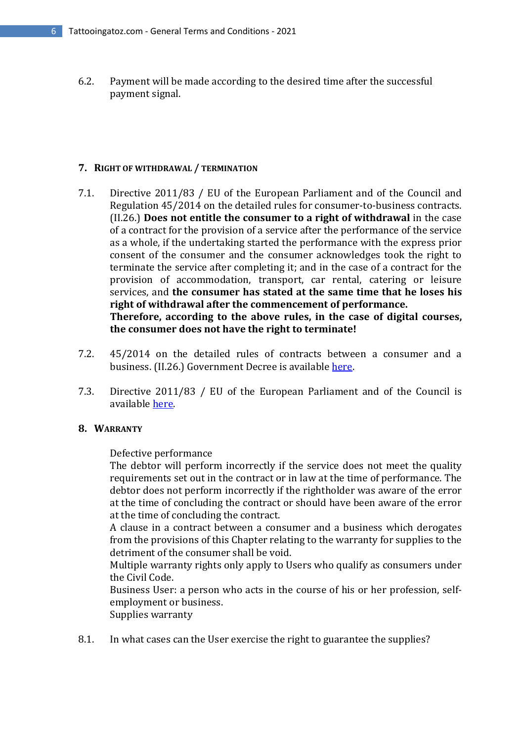6.2. Payment will be made according to the desired time after the successful payment signal.

## 7. Right of withdrawal / termination

7.1. Directive 2011/83 / EU of the European Parliament and of the Council and Regulation 45/2014 on the detailed rules for consumer-to-business contracts. (II.26.) **Does not entitle the consumer to a right of withdrawal** in the case of a contract for the provision of a service after the performance of the service as a whole, if the undertaking started the performance with the express prior consent of the consumer and the consumer acknowledges took the right to terminate the service after completing it; and in the case of a contract for the provision of accommodation, transport, car rental, catering or leisure services, and **the consumer has stated at the same time that he loses his right of withdrawal after the commencement of performance.**
**Therefore, according to the above rules, in the case of digital courses, the consumer does not have the right to terminate!**

7.2. 45/2014 on the detailed rules of contracts between a consumer and a business. (II.26.) Government Decree is available here.

7.3. Directive 2011/83 / EU of the European Parliament and of the Council is available here.

## 8. Warranty

Defective performance
The debtor will perform incorrectly if the service does not meet the quality requirements set out in the contract or in law at the time of performance. The debtor does not perform incorrectly if the rightholder was aware of the error at the time of concluding the contract or should have been aware of the error at the time of concluding the contract.
A clause in a contract between a consumer and a business which derogates from the provisions of this Chapter relating to the warranty for supplies to the detriment of the consumer shall be void.
Multiple warranty rights only apply to Users who qualify as consumers under the Civil Code.
Business User: a person who acts in the course of his or her profession, self-employment or business.
Supplies warranty

8.1. In what cases can the User exercise the right to guarantee the supplies?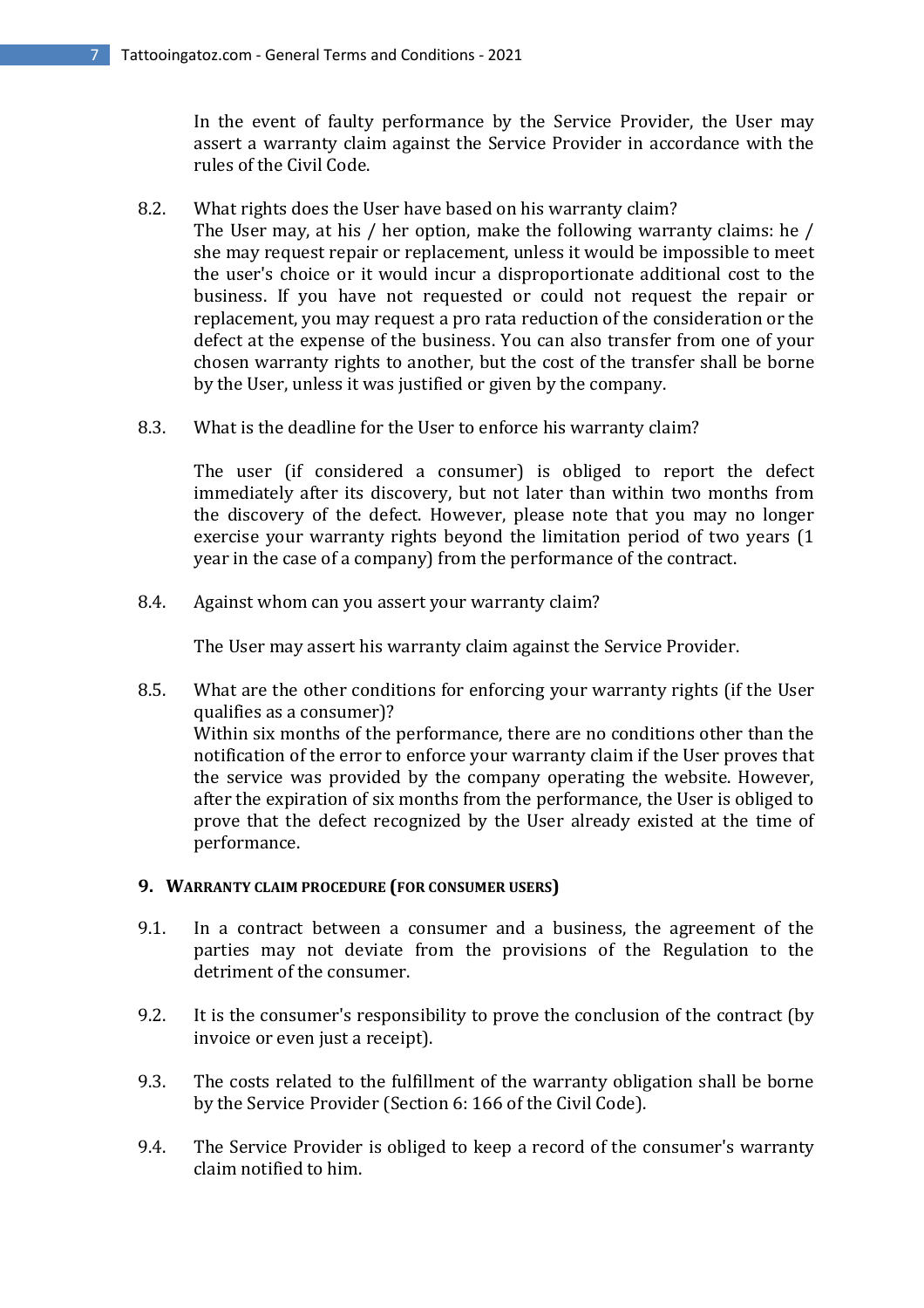In the event of faulty performance by the Service Provider, the User may assert a warranty claim against the Service Provider in accordance with the rules of the Civil Code.

8.2. What rights does the User have based on his warranty claim?
The User may, at his / her option, make the following warranty claims: he / she may request repair or replacement, unless it would be impossible to meet the user's choice or it would incur a disproportionate additional cost to the business. If you have not requested or could not request the repair or replacement, you may request a pro rata reduction of the consideration or the defect at the expense of the business. You can also transfer from one of your chosen warranty rights to another, but the cost of the transfer shall be borne by the User, unless it was justified or given by the company.

8.3. What is the deadline for the User to enforce his warranty claim?

The user (if considered a consumer) is obliged to report the defect immediately after its discovery, but not later than within two months from the discovery of the defect. However, please note that you may no longer exercise your warranty rights beyond the limitation period of two years (1 year in the case of a company) from the performance of the contract.

8.4. Against whom can you assert your warranty claim?

The User may assert his warranty claim against the Service Provider.

8.5. What are the other conditions for enforcing your warranty rights (if the User qualifies as a consumer)?
Within six months of the performance, there are no conditions other than the notification of the error to enforce your warranty claim if the User proves that the service was provided by the company operating the website. However, after the expiration of six months from the performance, the User is obliged to prove that the defect recognized by the User already existed at the time of performance.

## 9. Warranty claim procedure (for consumer users)

9.1. In a contract between a consumer and a business, the agreement of the parties may not deviate from the provisions of the Regulation to the detriment of the consumer.

9.2. It is the consumer's responsibility to prove the conclusion of the contract (by invoice or even just a receipt).

9.3. The costs related to the fulfillment of the warranty obligation shall be borne by the Service Provider (Section 6: 166 of the Civil Code).

9.4. The Service Provider is obliged to keep a record of the consumer's warranty claim notified to him.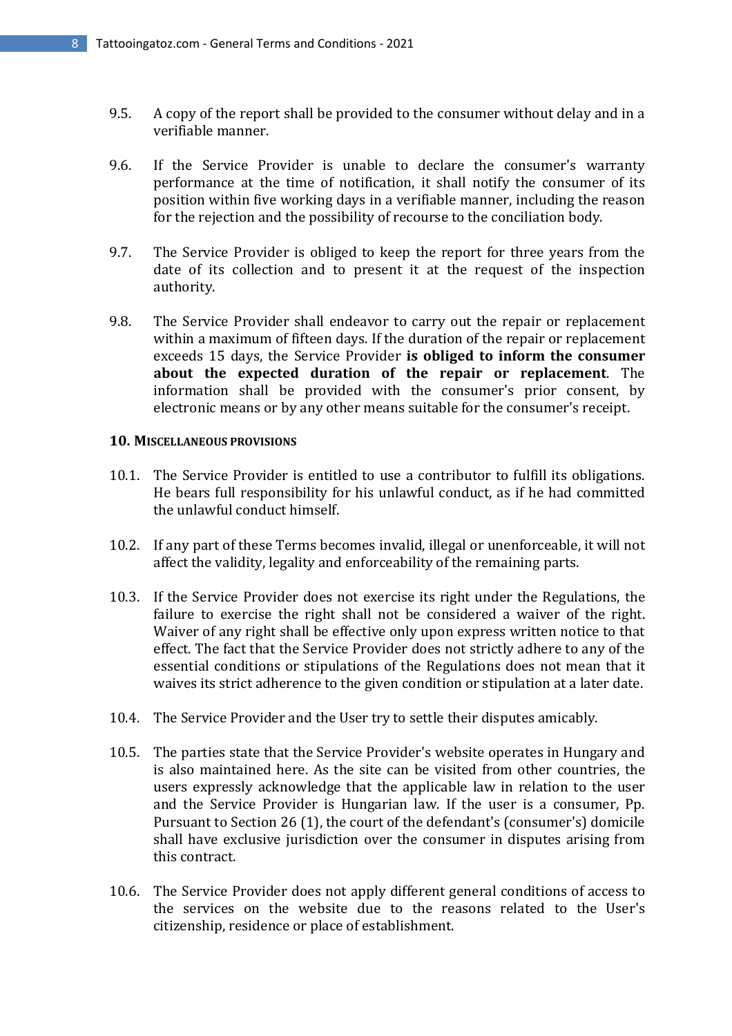9.5. A copy of the report shall be provided to the consumer without delay and in a verifiable manner.

9.6. If the Service Provider is unable to declare the consumer's warranty performance at the time of notification, it shall notify the consumer of its position within five working days in a verifiable manner, including the reason for the rejection and the possibility of recourse to the conciliation body.

9.7. The Service Provider is obliged to keep the report for three years from the date of its collection and to present it at the request of the inspection authority.

9.8. The Service Provider shall endeavor to carry out the repair or replacement within a maximum of fifteen days. If the duration of the repair or replacement exceeds 15 days, the Service Provider **is obliged to inform the consumer about the expected duration of the repair or replacement**. The information shall be provided with the consumer's prior consent, by electronic means or by any other means suitable for the consumer's receipt.

### 10. Miscellaneous provisions

10.1. The Service Provider is entitled to use a contributor to fulfill its obligations. He bears full responsibility for his unlawful conduct, as if he had committed the unlawful conduct himself.

10.2. If any part of these Terms becomes invalid, illegal or unenforceable, it will not affect the validity, legality and enforceability of the remaining parts.

10.3. If the Service Provider does not exercise its right under the Regulations, the failure to exercise the right shall not be considered a waiver of the right. Waiver of any right shall be effective only upon express written notice to that effect. The fact that the Service Provider does not strictly adhere to any of the essential conditions or stipulations of the Regulations does not mean that it waives its strict adherence to the given condition or stipulation at a later date.

10.4. The Service Provider and the User try to settle their disputes amicably.

10.5. The parties state that the Service Provider's website operates in Hungary and is also maintained here. As the site can be visited from other countries, the users expressly acknowledge that the applicable law in relation to the user and the Service Provider is Hungarian law. If the user is a consumer, Pp. Pursuant to Section 26 (1), the court of the defendant's (consumer's) domicile shall have exclusive jurisdiction over the consumer in disputes arising from this contract.

10.6. The Service Provider does not apply different general conditions of access to the services on the website due to the reasons related to the User's citizenship, residence or place of establishment.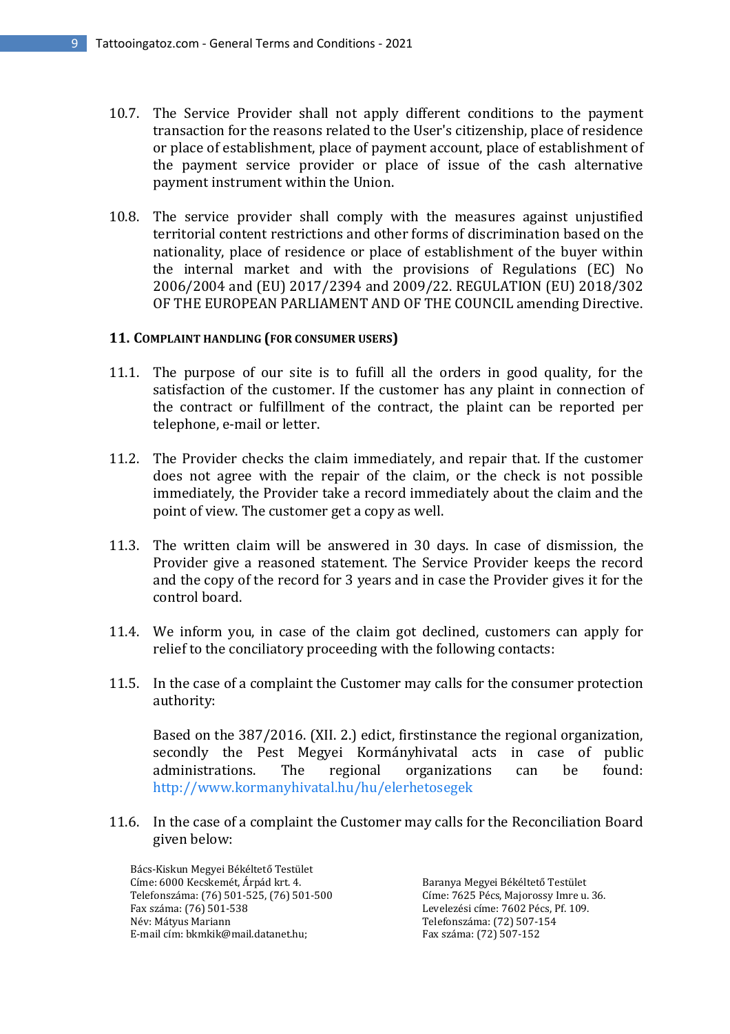10.7. The Service Provider shall not apply different conditions to the payment transaction for the reasons related to the User's citizenship, place of residence or place of establishment, place of payment account, place of establishment of the payment service provider or place of issue of the cash alternative payment instrument within the Union.

10.8. The service provider shall comply with the measures against unjustified territorial content restrictions and other forms of discrimination based on the nationality, place of residence or place of establishment of the buyer within the internal market and with the provisions of Regulations (EC) No 2006/2004 and (EU) 2017/2394 and 2009/22. REGULATION (EU) 2018/302 OF THE EUROPEAN PARLIAMENT AND OF THE COUNCIL amending Directive.

## 11. Complaint handling (for consumer users)

11.1. The purpose of our site is to fufill all the orders in good quality, for the satisfaction of the customer. If the customer has any plaint in connection of the contract or fulfillment of the contract, the plaint can be reported per telephone, e-mail or letter.

11.2. The Provider checks the claim immediately, and repair that. If the customer does not agree with the repair of the claim, or the check is not possible immediately, the Provider take a record immediately about the claim and the point of view. The customer get a copy as well.

11.3. The written claim will be answered in 30 days. In case of dismission, the Provider give a reasoned statement. The Service Provider keeps the record and the copy of the record for 3 years and in case the Provider gives it for the control board.

11.4. We inform you, in case of the claim got declined, customers can apply for relief to the conciliatory proceeding with the following contacts:

11.5. In the case of a complaint the Customer may calls for the consumer protection authority:

Based on the 387/2016. (XII. 2.) edict, firstinstance the regional organization, secondly the Pest Megyei Kormányhivatal acts in case of public administrations. The regional organizations can be found: http://www.kormanyhivatal.hu/hu/elerhetosegek

11.6. In the case of a complaint the Customer may calls for the Reconciliation Board given below:

Bács-Kiskun Megyei Békéltető Testület
Címe: 6000 Kecskemét, Árpád krt. 4.
Telefonszáma: (76) 501-525, (76) 501-500
Fax száma: (76) 501-538
Név: Mátyus Mariann
E-mail cím: bkmkik@mail.datanet.hu;

Baranya Megyei Békéltető Testület
Címe: 7625 Pécs, Majorossy Imre u. 36.
Levelezési címe: 7602 Pécs, Pf. 109.
Telefonszáma: (72) 507-154
Fax száma: (72) 507-152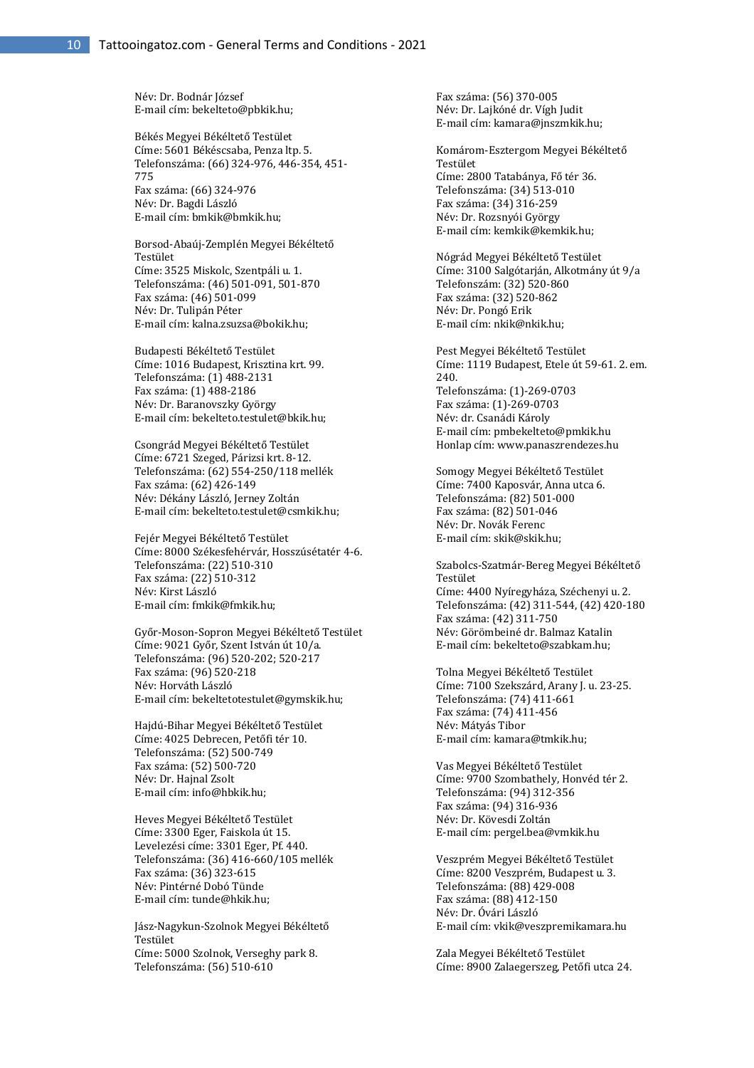Név: Dr. Bodnár József
E-mail cím: bekelteto@pbkik.hu;

Békés Megyei Békéltető Testület
Címe: 5601 Békéscsaba, Penza ltp. 5.
Telefonszáma: (66) 324-976, 446-354, 451-775
Fax száma: (66) 324-976
Név: Dr. Bagdi László
E-mail cím: bmkik@bmkik.hu;

Borsod-Abaúj-Zemplén Megyei Békéltető Testület
Címe: 3525 Miskolc, Szentpáli u. 1.
Telefonszáma: (46) 501-091, 501-870
Fax száma: (46) 501-099
Név: Dr. Tulipán Péter
E-mail cím: kalna.zsuzsa@bokik.hu;

Budapesti Békéltető Testület
Címe: 1016 Budapest, Krisztina krt. 99.
Telefonszáma: (1) 488-2131
Fax száma: (1) 488-2186
Név: Dr. Baranovszky György
E-mail cím: bekelteto.testulet@bkik.hu;

Csongrád Megyei Békéltető Testület
Címe: 6721 Szeged, Párizsi krt. 8-12.
Telefonszáma: (62) 554-250/118 mellék
Fax száma: (62) 426-149
Név: Dékány László, Jerney Zoltán
E-mail cím: bekelteto.testulet@csmkik.hu;

Fejér Megyei Békéltető Testület
Címe: 8000 Székesfehérvár, Hosszúsétatér 4-6.
Telefonszáma: (22) 510-310
Fax száma: (22) 510-312
Név: Kirst László
E-mail cím: fmkik@fmkik.hu;

Győr-Moson-Sopron Megyei Békéltető Testület
Címe: 9021 Győr, Szent István út 10/a.
Telefonszáma: (96) 520-202; 520-217
Fax száma: (96) 520-218
Név: Horváth László
E-mail cím: bekeltetotestulet@gymskik.hu;

Hajdú-Bihar Megyei Békéltető Testület
Címe: 4025 Debrecen, Petőfi tér 10.
Telefonszáma: (52) 500-749
Fax száma: (52) 500-720
Név: Dr. Hajnal Zsolt
E-mail cím: info@hbkik.hu;

Heves Megyei Békéltető Testület
Címe: 3300 Eger, Faiskola út 15.
Levelezési címe: 3301 Eger, Pf. 440.
Telefonszáma: (36) 416-660/105 mellék
Fax száma: (36) 323-615
Név: Pintérné Dobó Tünde
E-mail cím: tunde@hkik.hu;

Jász-Nagykun-Szolnok Megyei Békéltető Testület
Címe: 5000 Szolnok, Verseghy park 8.
Telefonszáma: (56) 510-610
Fax száma: (56) 370-005
Név: Dr. Lajkóné dr. Vígh Judit
E-mail cím: kamara@jnszmkik.hu;

Komárom-Esztergom Megyei Békéltető Testület
Címe: 2800 Tatabánya, Fő tér 36.
Telefonszáma: (34) 513-010
Fax száma: (34) 316-259
Név: Dr. Rozsnyói György
E-mail cím: kemkik@kemkik.hu;

Nógrád Megyei Békéltető Testület
Címe: 3100 Salgótarján, Alkotmány út 9/a
Telefonszám: (32) 520-860
Fax száma: (32) 520-862
Név: Dr. Pongó Erik
E-mail cím: nkik@nkik.hu;

Pest Megyei Békéltető Testület
Címe: 1119 Budapest, Etele út 59-61. 2. em. 240.
Telefonszáma: (1)-269-0703
Fax száma: (1)-269-0703
Név: dr. Csanádi Károly
E-mail cím: pmbekelteto@pmkik.hu
Honlap cím: www.panaszrendezes.hu

Somogy Megyei Békéltető Testület
Címe: 7400 Kaposvár, Anna utca 6.
Telefonszáma: (82) 501-000
Fax száma: (82) 501-046
Név: Dr. Novák Ferenc
E-mail cím: skik@skik.hu;

Szabolcs-Szatmár-Bereg Megyei Békéltető Testület
Címe: 4400 Nyíregyháza, Széchenyi u. 2.
Telefonszáma: (42) 311-544, (42) 420-180
Fax száma: (42) 311-750
Név: Görömbeiné dr. Balmaz Katalin
E-mail cím: bekelteto@szabkam.hu;

Tolna Megyei Békéltető Testület
Címe: 7100 Szekszárd, Arany J. u. 23-25.
Telefonszáma: (74) 411-661
Fax száma: (74) 411-456
Név: Mátyás Tibor
E-mail cím: kamara@tmkik.hu;

Vas Megyei Békéltető Testület
Címe: 9700 Szombathely, Honvéd tér 2.
Telefonszáma: (94) 312-356
Fax száma: (94) 316-936
Név: Dr. Kövesdi Zoltán
E-mail cím: pergel.bea@vmkik.hu

Veszprém Megyei Békéltető Testület
Címe: 8200 Veszprém, Budapest u. 3.
Telefonszáma: (88) 429-008
Fax száma: (88) 412-150
Név: Dr. Óvári László
E-mail cím: vkik@veszpremikamara.hu

Zala Megyei Békéltető Testület
Címe: 8900 Zalaegerszeg, Petőfi utca 24.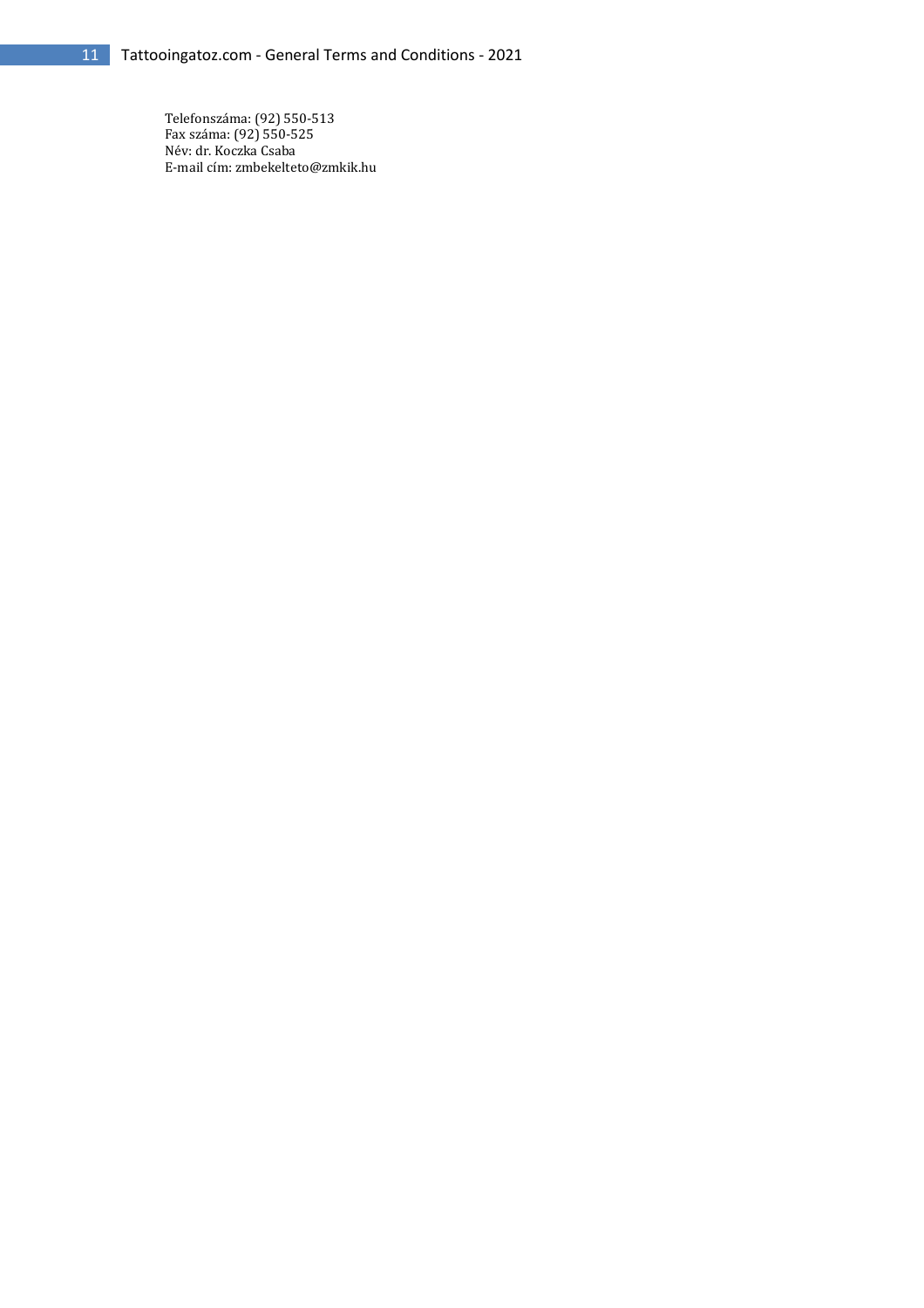Telefonszáma: (92) 550-513
Fax száma: (92) 550-525
Név: dr. Koczka Csaba
E-mail cím: zmbekelteto@zmkik.hu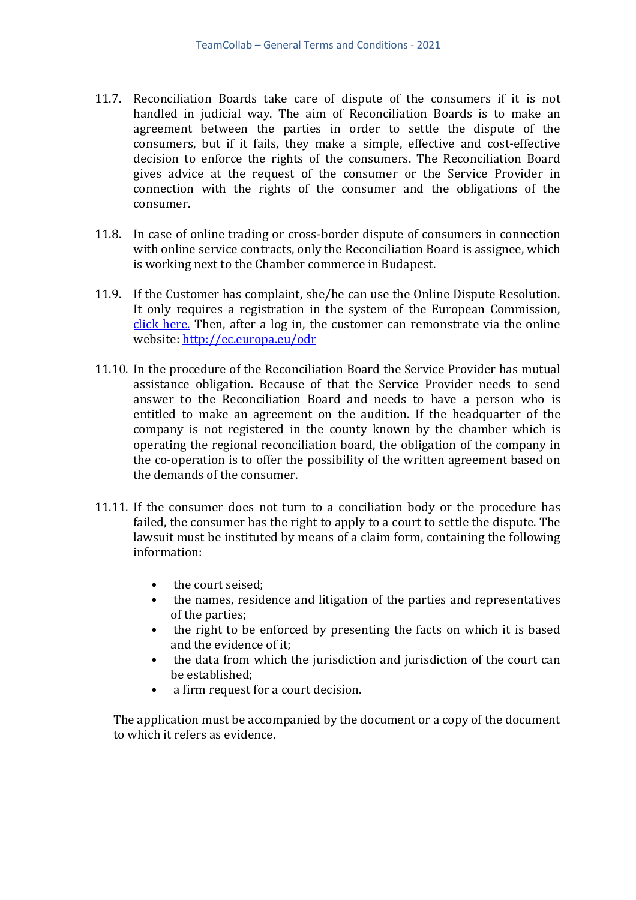11.7. Reconciliation Boards take care of dispute of the consumers if it is not handled in judicial way. The aim of Reconciliation Boards is to make an agreement between the parties in order to settle the dispute of the consumers, but if it fails, they make a simple, effective and cost-effective decision to enforce the rights of the consumers. The Reconciliation Board gives advice at the request of the consumer or the Service Provider in connection with the rights of the consumer and the obligations of the consumer.

11.8. In case of online trading or cross-border dispute of consumers in connection with online service contracts, only the Reconciliation Board is assignee, which is working next to the Chamber commerce in Budapest.

11.9. If the Customer has complaint, she/he can use the Online Dispute Resolution. It only requires a registration in the system of the European Commission, [click here.](#) Then, after a log in, the customer can remonstrate via the online website: [http://ec.europa.eu/odr](http://ec.europa.eu/odr)

11.10. In the procedure of the Reconciliation Board the Service Provider has mutual assistance obligation. Because of that the Service Provider needs to send answer to the Reconciliation Board and needs to have a person who is entitled to make an agreement on the audition. If the headquarter of the company is not registered in the county known by the chamber which is operating the regional reconciliation board, the obligation of the company in the co-operation is to offer the possibility of the written agreement based on the demands of the consumer.

11.11. If the consumer does not turn to a conciliation body or the procedure has failed, the consumer has the right to apply to a court to settle the dispute. The lawsuit must be instituted by means of a claim form, containing the following information:

- the court seised;
- the names, residence and litigation of the parties and representatives of the parties;
- the right to be enforced by presenting the facts on which it is based and the evidence of it;
- the data from which the jurisdiction and jurisdiction of the court can be established;
- a firm request for a court decision.

The application must be accompanied by the document or a copy of the document to which it refers as evidence.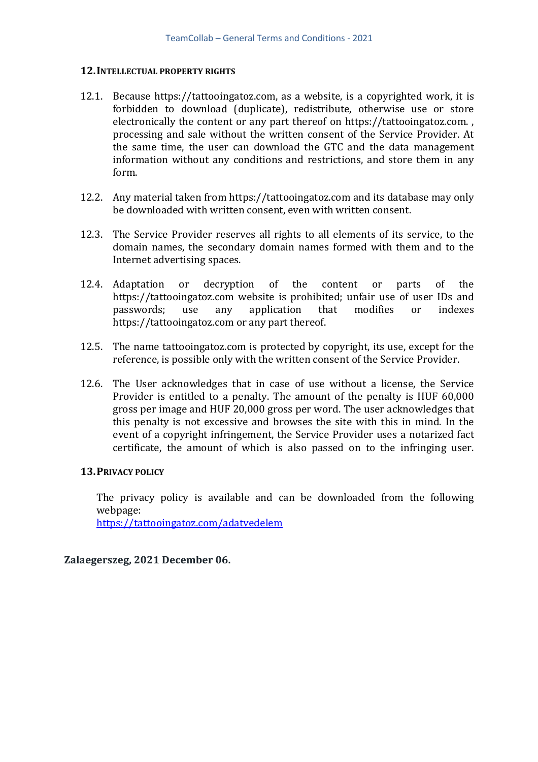## 12. INTELLECTUAL PROPERTY RIGHTS

12.1. Because https://tattooingatoz.com, as a website, is a copyrighted work, it is forbidden to download (duplicate), redistribute, otherwise use or store electronically the content or any part thereof on https://tattooingatoz.com. , processing and sale without the written consent of the Service Provider. At the same time, the user can download the GTC and the data management information without any conditions and restrictions, and store them in any form.

12.2. Any material taken from https://tattooingatoz.com and its database may only be downloaded with written consent, even with written consent.

12.3. The Service Provider reserves all rights to all elements of its service, to the domain names, the secondary domain names formed with them and to the Internet advertising spaces.

12.4. Adaptation or decryption of the content or parts of the https://tattooingatoz.com website is prohibited; unfair use of user IDs and passwords; use any application that modifies or indexes https://tattooingatoz.com or any part thereof.

12.5. The name tattooingatoz.com is protected by copyright, its use, except for the reference, is possible only with the written consent of the Service Provider.

12.6. The User acknowledges that in case of use without a license, the Service Provider is entitled to a penalty. The amount of the penalty is HUF 60,000 gross per image and HUF 20,000 gross per word. The user acknowledges that this penalty is not excessive and browses the site with this in mind. In the event of a copyright infringement, the Service Provider uses a notarized fact certificate, the amount of which is also passed on to the infringing user.

## 13. PRIVACY POLICY

The privacy policy is available and can be downloaded from the following webpage:
[https://tattooingatoz.com/adatvedelem](https://tattooingatoz.com/adatvedelem)

**Zalaegerszeg, 2021 December 06.**